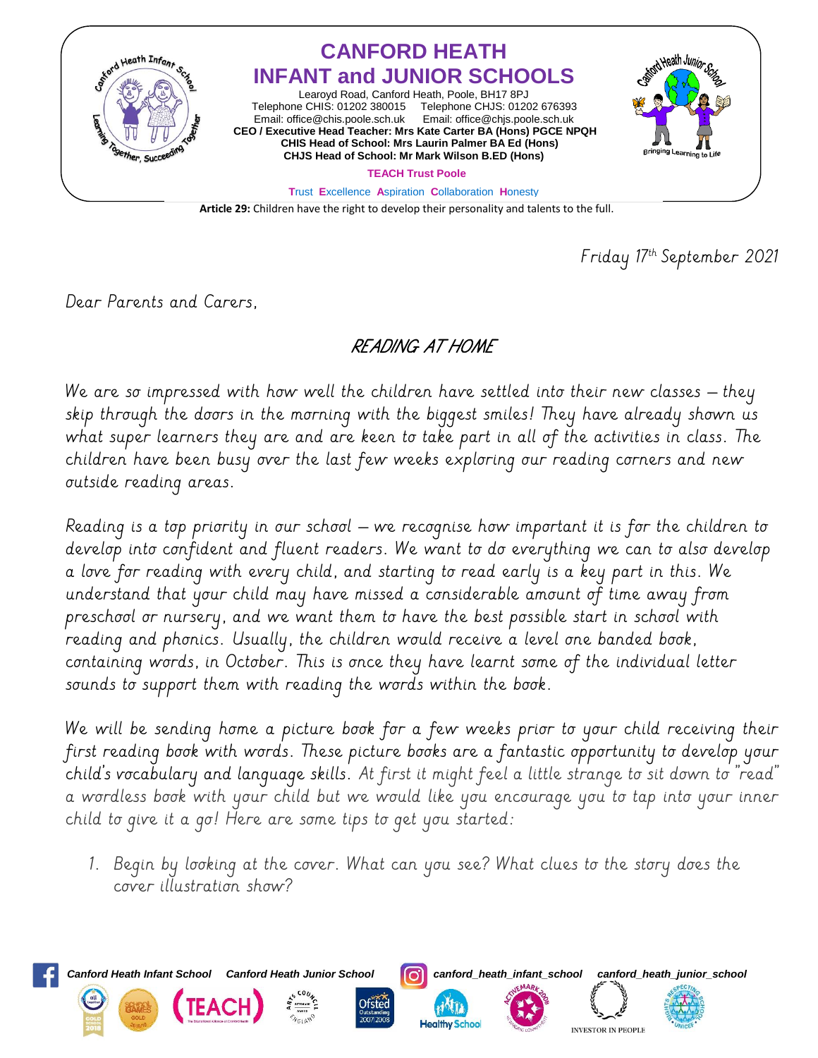# CANFORD HEATH INFANT and JUNIOR SCHOOLS

Learoyd Road, Canford Heath, Poole, BH17 8PJ
Telephone CHIS: 01202 380015 Telephone CHJS: 01202 676393
Email: office@chis.poole.sch.uk Email: office@chjs.poole.sch.uk
**CEO / Executive Head Teacher: Mrs Kate Carter BA (Hons) PGCE NPQH**
**CHIS Head of School: Mrs Laurin Palmer BA Ed (Hons)**
**CHJS Head of School: Mr Mark Wilson B.ED (Hons)**

**TEACH Trust Poole**

**T**rust **E**xcellence **A**spiration **C**ollaboration **H**onesty

**Article 29:** Children have the right to develop their personality and talents to the full.

Friday 17th September 2021

Dear Parents and Carers,

## READING AT HOME

We are so impressed with how well the children have settled into their new classes – they skip through the doors in the morning with the biggest smiles! They have already shown us what super learners they are and are keen to take part in all of the activities in class. The children have been busy over the last few weeks exploring our reading corners and new outside reading areas.

Reading is a top priority in our school – we recognise how important it is for the children to develop into confident and fluent readers. We want to do everything we can to also develop a love for reading with every child, and starting to read early is a key part in this. We understand that your child may have missed a considerable amount of time away from preschool or nursery, and we want them to have the best possible start in school with reading and phonics. Usually, the children would receive a level one banded book, containing words, in October. This is once they have learnt some of the individual letter sounds to support them with reading the words within the book.

We will be sending home a picture book for a few weeks prior to your child receiving their first reading book with words. These picture books are a fantastic opportunity to develop your child's vocabulary and language skills. At first it might feel a little strange to sit down to "read" a wordless book with your child but we would like you encourage you to tap into your inner child to give it a go! Here are some tips to get you started:

1. Begin by looking at the cover. What can you see? What clues to the story does the cover illustration show?

Canford Heath Infant School Canford Heath Junior School canford_heath_infant_school canford_heath_junior_school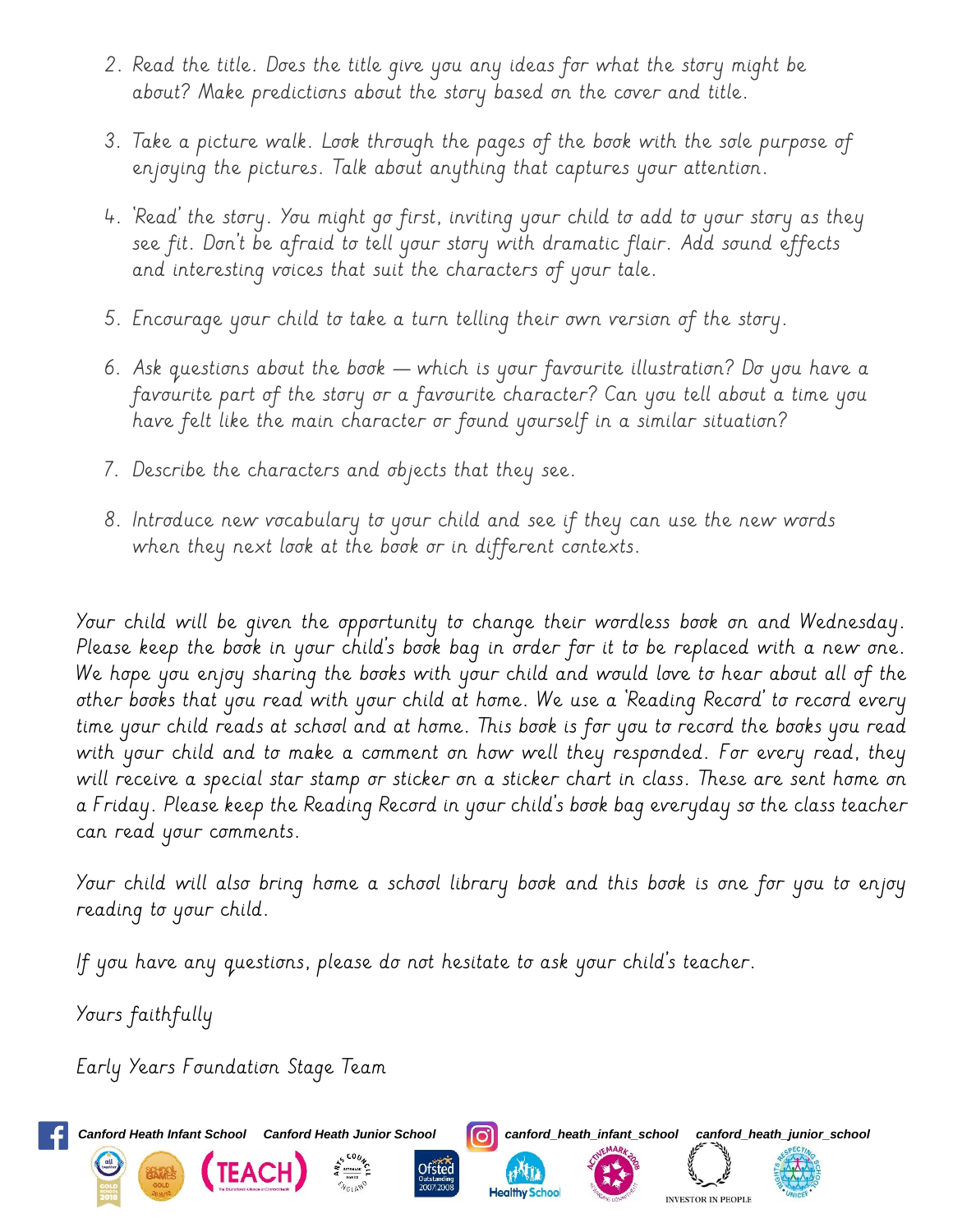2. Read the title. Does the title give you any ideas for what the story might be about? Make predictions about the story based on the cover and title.

3. Take a picture walk. Look through the pages of the book with the sole purpose of enjoying the pictures. Talk about anything that captures your attention.

4. 'Read' the story. You might go first, inviting your child to add to your story as they see fit. Don't be afraid to tell your story with dramatic flair. Add sound effects and interesting voices that suit the characters of your tale.

5. Encourage your child to take a turn telling their own version of the story.

6. Ask questions about the book — which is your favourite illustration? Do you have a favourite part of the story or a favourite character? Can you tell about a time you have felt like the main character or found yourself in a similar situation?

7. Describe the characters and objects that they see.

8. Introduce new vocabulary to your child and see if they can use the new words when they next look at the book or in different contexts.

Your child will be given the opportunity to change their wordless book on and Wednesday. Please keep the book in your child's book bag in order for it to be replaced with a new one. We hope you enjoy sharing the books with your child and would love to hear about all of the other books that you read with your child at home. We use a 'Reading Record' to record every time your child reads at school and at home. This book is for you to record the books you read with your child and to make a comment on how well they responded. For every read, they will receive a special star stamp or sticker on a sticker chart in class. These are sent home on a Friday. Please keep the Reading Record in your child's book bag everyday so the class teacher can read your comments.

Your child will also bring home a school library book and this book is one for you to enjoy reading to your child.

If you have any questions, please do not hesitate to ask your child's teacher.

Yours faithfully

Early Years Foundation Stage Team

Canford Heath Infant School   Canford Heath Junior School   canford_heath_infant_school   canford_heath_junior_school